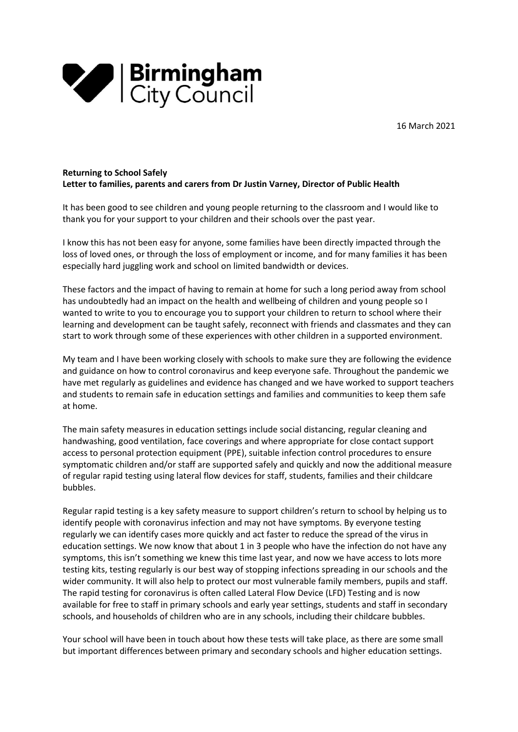Birmingham City Council

16 March 2021

**Returning to School Safely**
**Letter to families, parents and carers from Dr Justin Varney, Director of Public Health**

It has been good to see children and young people returning to the classroom and I would like to thank you for your support to your children and their schools over the past year.

I know this has not been easy for anyone, some families have been directly impacted through the loss of loved ones, or through the loss of employment or income, and for many families it has been especially hard juggling work and school on limited bandwidth or devices.

These factors and the impact of having to remain at home for such a long period away from school has undoubtedly had an impact on the health and wellbeing of children and young people so I wanted to write to you to encourage you to support your children to return to school where their learning and development can be taught safely, reconnect with friends and classmates and they can start to work through some of these experiences with other children in a supported environment.

My team and I have been working closely with schools to make sure they are following the evidence and guidance on how to control coronavirus and keep everyone safe. Throughout the pandemic we have met regularly as guidelines and evidence has changed and we have worked to support teachers and students to remain safe in education settings and families and communities to keep them safe at home.

The main safety measures in education settings include social distancing, regular cleaning and handwashing, good ventilation, face coverings and where appropriate for close contact support access to personal protection equipment (PPE), suitable infection control procedures to ensure symptomatic children and/or staff are supported safely and quickly and now the additional measure of regular rapid testing using lateral flow devices for staff, students, families and their childcare bubbles.

Regular rapid testing is a key safety measure to support children's return to school by helping us to identify people with coronavirus infection and may not have symptoms. By everyone testing regularly we can identify cases more quickly and act faster to reduce the spread of the virus in education settings. We now know that about 1 in 3 people who have the infection do not have any symptoms, this isn't something we knew this time last year, and now we have access to lots more testing kits, testing regularly is our best way of stopping infections spreading in our schools and the wider community. It will also help to protect our most vulnerable family members, pupils and staff. The rapid testing for coronavirus is often called Lateral Flow Device (LFD) Testing and is now available for free to staff in primary schools and early year settings, students and staff in secondary schools, and households of children who are in any schools, including their childcare bubbles.

Your school will have been in touch about how these tests will take place, as there are some small but important differences between primary and secondary schools and higher education settings.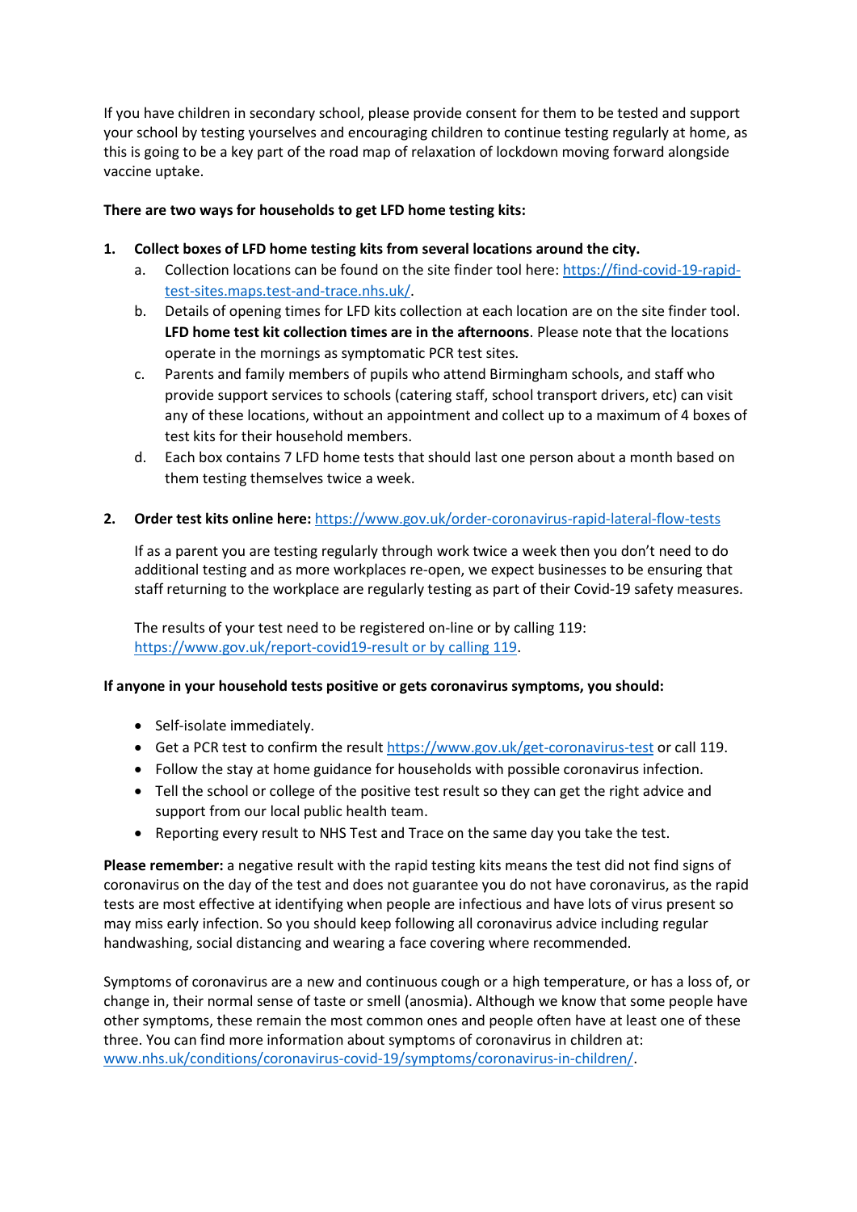If you have children in secondary school, please provide consent for them to be tested and support your school by testing yourselves and encouraging children to continue testing regularly at home, as this is going to be a key part of the road map of relaxation of lockdown moving forward alongside vaccine uptake.

**There are two ways for households to get LFD home testing kits:**

1. **Collect boxes of LFD home testing kits from several locations around the city.**
   a. Collection locations can be found on the site finder tool here: https://find-covid-19-rapid-test-sites.maps.test-and-trace.nhs.uk/.
   b. Details of opening times for LFD kits collection at each location are on the site finder tool. **LFD home test kit collection times are in the afternoons**. Please note that the locations operate in the mornings as symptomatic PCR test sites.
   c. Parents and family members of pupils who attend Birmingham schools, and staff who provide support services to schools (catering staff, school transport drivers, etc) can visit any of these locations, without an appointment and collect up to a maximum of 4 boxes of test kits for their household members.
   d. Each box contains 7 LFD home tests that should last one person about a month based on them testing themselves twice a week.

2. **Order test kits online here:** https://www.gov.uk/order-coronavirus-rapid-lateral-flow-tests

   If as a parent you are testing regularly through work twice a week then you don't need to do additional testing and as more workplaces re-open, we expect businesses to be ensuring that staff returning to the workplace are regularly testing as part of their Covid-19 safety measures.

   The results of your test need to be registered on-line or by calling 119: https://www.gov.uk/report-covid19-result or by calling 119.

**If anyone in your household tests positive or gets coronavirus symptoms, you should:**

- Self-isolate immediately.
- Get a PCR test to confirm the result https://www.gov.uk/get-coronavirus-test or call 119.
- Follow the stay at home guidance for households with possible coronavirus infection.
- Tell the school or college of the positive test result so they can get the right advice and support from our local public health team.
- Reporting every result to NHS Test and Trace on the same day you take the test.

**Please remember:** a negative result with the rapid testing kits means the test did not find signs of coronavirus on the day of the test and does not guarantee you do not have coronavirus, as the rapid tests are most effective at identifying when people are infectious and have lots of virus present so may miss early infection. So you should keep following all coronavirus advice including regular handwashing, social distancing and wearing a face covering where recommended.

Symptoms of coronavirus are a new and continuous cough or a high temperature, or has a loss of, or change in, their normal sense of taste or smell (anosmia). Although we know that some people have other symptoms, these remain the most common ones and people often have at least one of these three. You can find more information about symptoms of coronavirus in children at: www.nhs.uk/conditions/coronavirus-covid-19/symptoms/coronavirus-in-children/.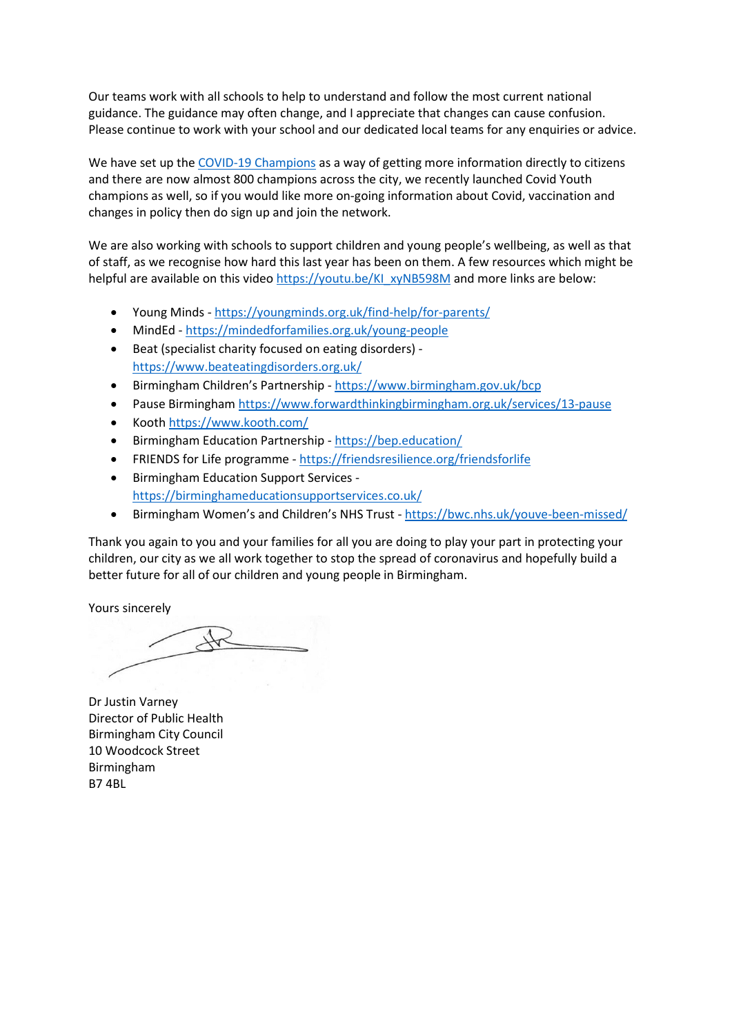Our teams work with all schools to help to understand and follow the most current national guidance. The guidance may often change, and I appreciate that changes can cause confusion. Please continue to work with your school and our dedicated local teams for any enquiries or advice.

We have set up the COVID-19 Champions as a way of getting more information directly to citizens and there are now almost 800 champions across the city, we recently launched Covid Youth champions as well, so if you would like more on-going information about Covid, vaccination and changes in policy then do sign up and join the network.

We are also working with schools to support children and young people's wellbeing, as well as that of staff, as we recognise how hard this last year has been on them. A few resources which might be helpful are available on this video https://youtu.be/KI_xyNB598M and more links are below:

- Young Minds - https://youngminds.org.uk/find-help/for-parents/
- MindEd - https://mindedforfamilies.org.uk/young-people
- Beat (specialist charity focused on eating disorders) - https://www.beateatingdisorders.org.uk/
- Birmingham Children's Partnership - https://www.birmingham.gov.uk/bcp
- Pause Birmingham https://www.forwardthinkingbirmingham.org.uk/services/13-pause
- Kooth https://www.kooth.com/
- Birmingham Education Partnership - https://bep.education/
- FRIENDS for Life programme - https://friendsresilience.org/friendsforlife
- Birmingham Education Support Services - https://birminghameducationsupportservices.co.uk/
- Birmingham Women's and Children's NHS Trust - https://bwc.nhs.uk/youve-been-missed/

Thank you again to you and your families for all you are doing to play your part in protecting your children, our city as we all work together to stop the spread of coronavirus and hopefully build a better future for all of our children and young people in Birmingham.

Yours sincerely

Dr Justin Varney
Director of Public Health
Birmingham City Council
10 Woodcock Street
Birmingham
B7 4BL